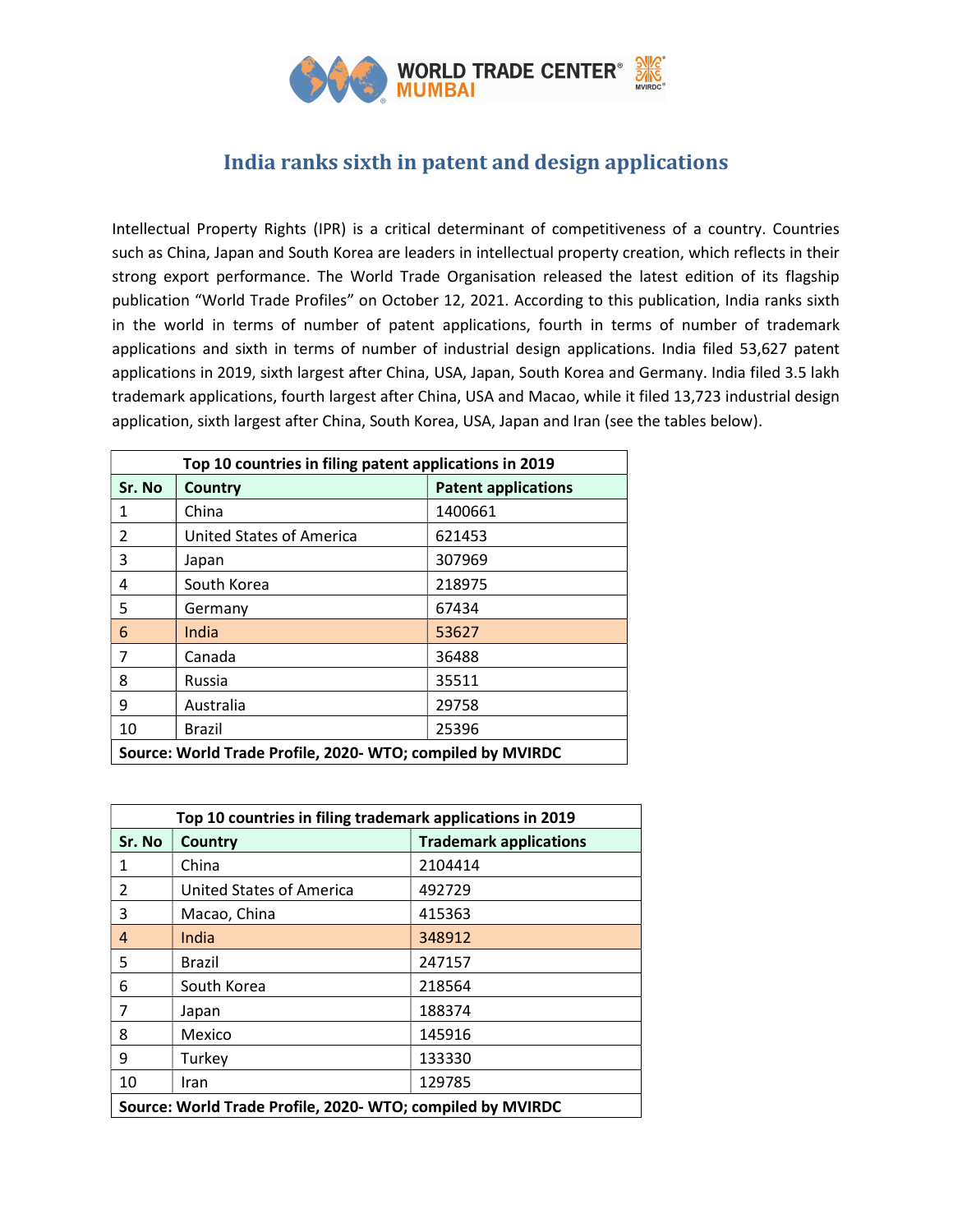# India ranks sixth in patent and design applications

Intellectual Property Rights (IPR) is a critical determinant of competitiveness of a country. Countries such as China, Japan and South Korea are leaders in intellectual property creation, which reflects in their strong export performance. The World Trade Organisation released the latest edition of its flagship publication "World Trade Profiles" on October 12, 2021. According to this publication, India ranks sixth in the world in terms of number of patent applications, fourth in terms of number of trademark applications and sixth in terms of number of industrial design applications. India filed 53,627 patent applications in 2019, sixth largest after China, USA, Japan, South Korea and Germany. India filed 3.5 lakh trademark applications, fourth largest after China, USA and Macao, while it filed 13,723 industrial design application, sixth largest after China, South Korea, USA, Japan and Iran (see the tables below).

| Top 10 countries in filing patent applications in 2019 | | |
|---|---|---|
| **Sr. No** | **Country** | **Patent applications** |
| 1 | China | 1400661 |
| 2 | United States of America | 621453 |
| 3 | Japan | 307969 |
| 4 | South Korea | 218975 |
| 5 | Germany | 67434 |
| 6 | India | 53627 |
| 7 | Canada | 36488 |
| 8 | Russia | 35511 |
| 9 | Australia | 29758 |
| 10 | Brazil | 25396 |
| **Source: World Trade Profile, 2020- WTO; compiled by MVIRDC** | | |

| Top 10 countries in filing trademark applications in 2019 | | |
|---|---|---|
| **Sr. No** | **Country** | **Trademark applications** |
| 1 | China | 2104414 |
| 2 | United States of America | 492729 |
| 3 | Macao, China | 415363 |
| 4 | India | 348912 |
| 5 | Brazil | 247157 |
| 6 | South Korea | 218564 |
| 7 | Japan | 188374 |
| 8 | Mexico | 145916 |
| 9 | Turkey | 133330 |
| 10 | Iran | 129785 |
| **Source: World Trade Profile, 2020- WTO; compiled by MVIRDC** | | |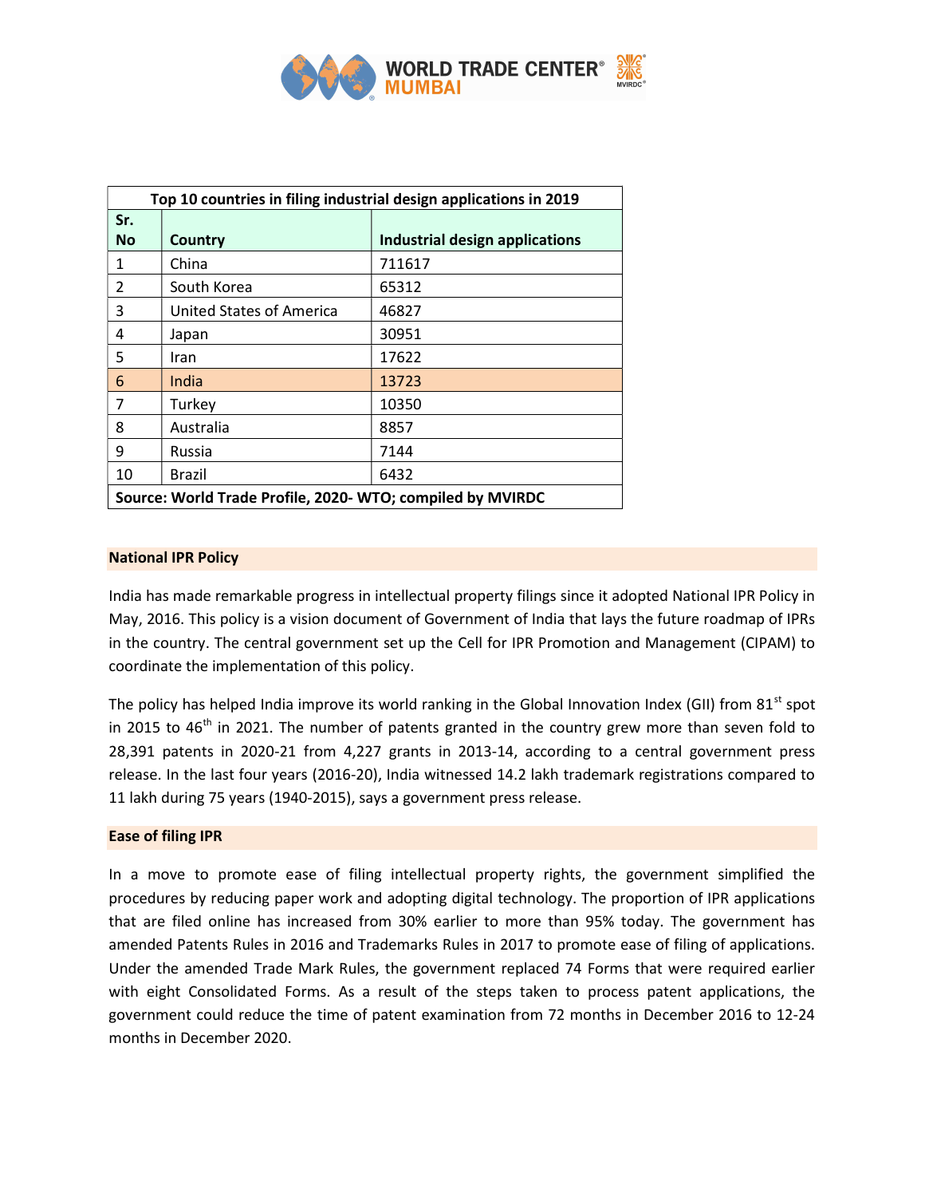| Top 10 countries in filing industrial design applications in 2019 | | |
|---|---|---|
| **Sr. No** | **Country** | **Industrial design applications** |
| 1 | China | 711617 |
| 2 | South Korea | 65312 |
| 3 | United States of America | 46827 |
| 4 | Japan | 30951 |
| 5 | Iran | 17622 |
| 6 | India | 13723 |
| 7 | Turkey | 10350 |
| 8 | Australia | 8857 |
| 9 | Russia | 7144 |
| 10 | Brazil | 6432 |
| **Source: World Trade Profile, 2020- WTO; compiled by MVIRDC** | | |

**National IPR Policy**

India has made remarkable progress in intellectual property filings since it adopted National IPR Policy in May, 2016. This policy is a vision document of Government of India that lays the future roadmap of IPRs in the country. The central government set up the Cell for IPR Promotion and Management (CIPAM) to coordinate the implementation of this policy.

The policy has helped India improve its world ranking in the Global Innovation Index (GII) from 81st spot in 2015 to 46th in 2021. The number of patents granted in the country grew more than seven fold to 28,391 patents in 2020-21 from 4,227 grants in 2013-14, according to a central government press release. In the last four years (2016-20), India witnessed 14.2 lakh trademark registrations compared to 11 lakh during 75 years (1940-2015), says a government press release.

**Ease of filing IPR**

In a move to promote ease of filing intellectual property rights, the government simplified the procedures by reducing paper work and adopting digital technology. The proportion of IPR applications that are filed online has increased from 30% earlier to more than 95% today. The government has amended Patents Rules in 2016 and Trademarks Rules in 2017 to promote ease of filing of applications. Under the amended Trade Mark Rules, the government replaced 74 Forms that were required earlier with eight Consolidated Forms. As a result of the steps taken to process patent applications, the government could reduce the time of patent examination from 72 months in December 2016 to 12-24 months in December 2020.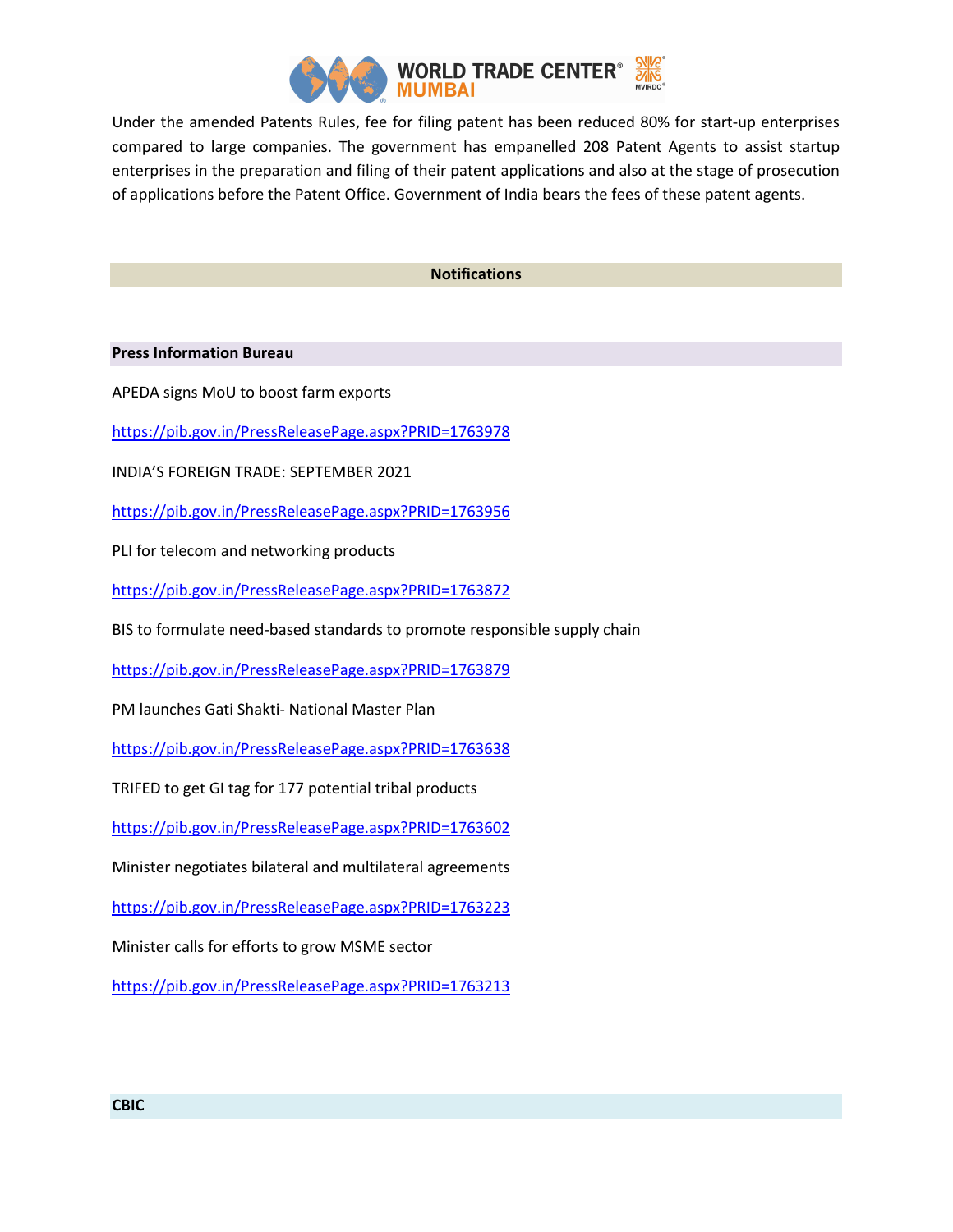Under the amended Patents Rules, fee for filing patent has been reduced 80% for start-up enterprises compared to large companies. The government has empanelled 208 Patent Agents to assist startup enterprises in the preparation and filing of their patent applications and also at the stage of prosecution of applications before the Patent Office. Government of India bears the fees of these patent agents.

## Notifications

### Press Information Bureau

APEDA signs MoU to boost farm exports

https://pib.gov.in/PressReleasePage.aspx?PRID=1763978

INDIA'S FOREIGN TRADE: SEPTEMBER 2021

https://pib.gov.in/PressReleasePage.aspx?PRID=1763956

PLI for telecom and networking products

https://pib.gov.in/PressReleasePage.aspx?PRID=1763872

BIS to formulate need-based standards to promote responsible supply chain

https://pib.gov.in/PressReleasePage.aspx?PRID=1763879

PM launches Gati Shakti- National Master Plan

https://pib.gov.in/PressReleasePage.aspx?PRID=1763638

TRIFED to get GI tag for 177 potential tribal products

https://pib.gov.in/PressReleasePage.aspx?PRID=1763602

Minister negotiates bilateral and multilateral agreements

https://pib.gov.in/PressReleasePage.aspx?PRID=1763223

Minister calls for efforts to grow MSME sector

https://pib.gov.in/PressReleasePage.aspx?PRID=1763213

### CBIC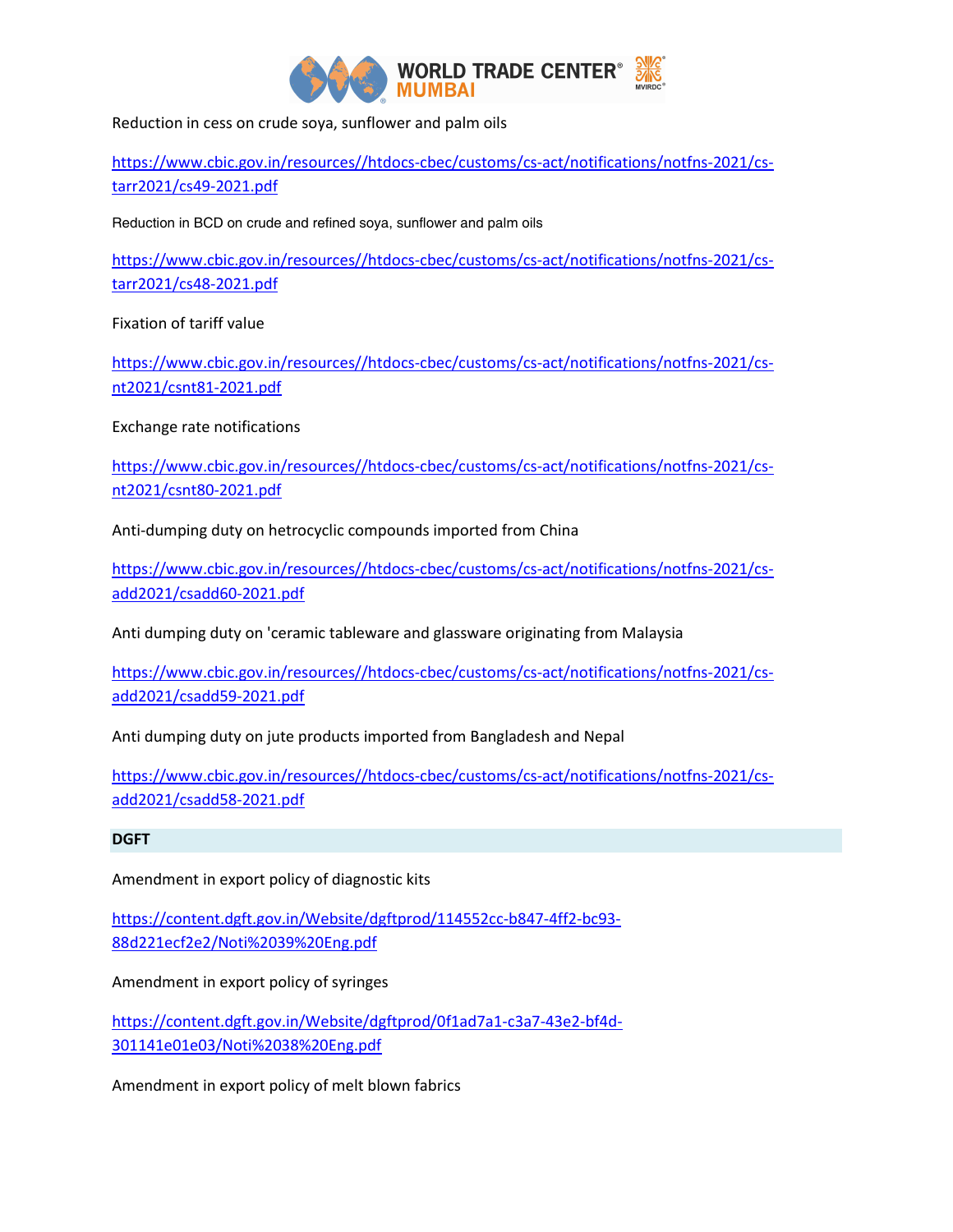Reduction in cess on crude soya, sunflower and palm oils

https://www.cbic.gov.in/resources//htdocs-cbec/customs/cs-act/notifications/notfns-2021/cs-tarr2021/cs49-2021.pdf

Reduction in BCD on crude and refined soya, sunflower and palm oils

https://www.cbic.gov.in/resources//htdocs-cbec/customs/cs-act/notifications/notfns-2021/cs-tarr2021/cs48-2021.pdf

Fixation of tariff value

https://www.cbic.gov.in/resources//htdocs-cbec/customs/cs-act/notifications/notfns-2021/cs-nt2021/csnt81-2021.pdf

Exchange rate notifications

https://www.cbic.gov.in/resources//htdocs-cbec/customs/cs-act/notifications/notfns-2021/cs-nt2021/csnt80-2021.pdf

Anti-dumping duty on hetrocyclic compounds imported from China

https://www.cbic.gov.in/resources//htdocs-cbec/customs/cs-act/notifications/notfns-2021/cs-add2021/csadd60-2021.pdf

Anti dumping duty on 'ceramic tableware and glassware originating from Malaysia

https://www.cbic.gov.in/resources//htdocs-cbec/customs/cs-act/notifications/notfns-2021/cs-add2021/csadd59-2021.pdf

Anti dumping duty on jute products imported from Bangladesh and Nepal

https://www.cbic.gov.in/resources//htdocs-cbec/customs/cs-act/notifications/notfns-2021/cs-add2021/csadd58-2021.pdf

**DGFT**

Amendment in export policy of diagnostic kits

https://content.dgft.gov.in/Website/dgftprod/114552cc-b847-4ff2-bc93-88d221ecf2e2/Noti%2039%20Eng.pdf

Amendment in export policy of syringes

https://content.dgft.gov.in/Website/dgftprod/0f1ad7a1-c3a7-43e2-bf4d-301141e01e03/Noti%2038%20Eng.pdf

Amendment in export policy of melt blown fabrics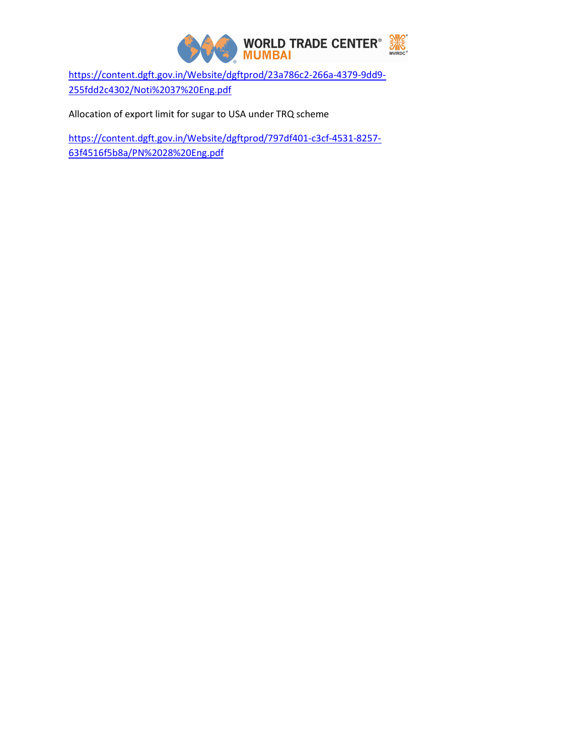https://content.dgft.gov.in/Website/dgftprod/23a786c2-266a-4379-9dd9-255fdd2c4302/Noti%2037%20Eng.pdf

Allocation of export limit for sugar to USA under TRQ scheme

https://content.dgft.gov.in/Website/dgftprod/797df401-c3cf-4531-8257-63f4516f5b8a/PN%2028%20Eng.pdf